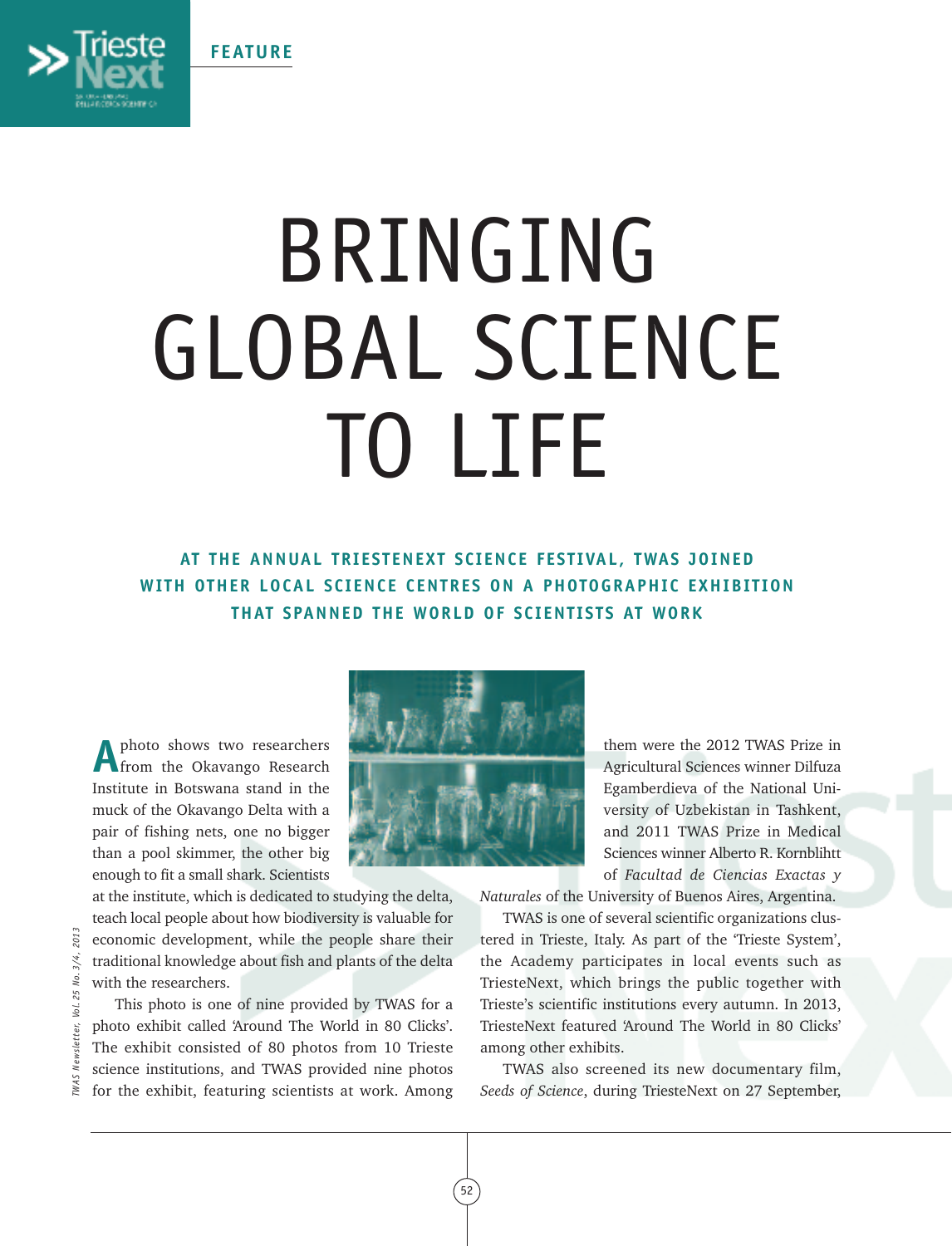FEATURE

# BRINGING GLOBAL SCIENCE TO LIFE

**AT THE ANNUAL TRIESTENEXT SCIENCE FESTIVAL, TWAS JOINED WITH OTHER LOCAL SCIENCE CENTRES ON A PHOTOGRAPHIC EXHIBITION THAT SPANNED THE WORLD OF SCIENTISTS AT WORK**

A photo shows two researchers from the Okavango Research Institute in Botswana stand in the muck of the Okavango Delta with a pair of fishing nets, one no bigger than a pool skimmer, the other big enough to fit a small shark. Scientists at the institute, which is dedicated to studying the delta, teach local people about how biodiversity is valuable for economic development, while the people share their traditional knowledge about fish and plants of the delta with the researchers.

This photo is one of nine provided by TWAS for a photo exhibit called 'Around The World in 80 Clicks'. The exhibit consisted of 80 photos from 10 Trieste science institutions, and TWAS provided nine photos for the exhibit, featuring scientists at work. Among them were the 2012 TWAS Prize in Agricultural Sciences winner Dilfuza Egamberdieva of the National University of Uzbekistan in Tashkent, and 2011 TWAS Prize in Medical Sciences winner Alberto R. Kornblihtt of *Facultad de Ciencias Exactas y Naturales* of the University of Buenos Aires, Argentina.

TWAS is one of several scientific organizations clustered in Trieste, Italy. As part of the 'Trieste System', the Academy participates in local events such as TriesteNext, which brings the public together with Trieste's scientific institutions every autumn. In 2013, TriesteNext featured 'Around The World in 80 Clicks' among other exhibits.

TWAS also screened its new documentary film, *Seeds of Science*, during TriesteNext on 27 September,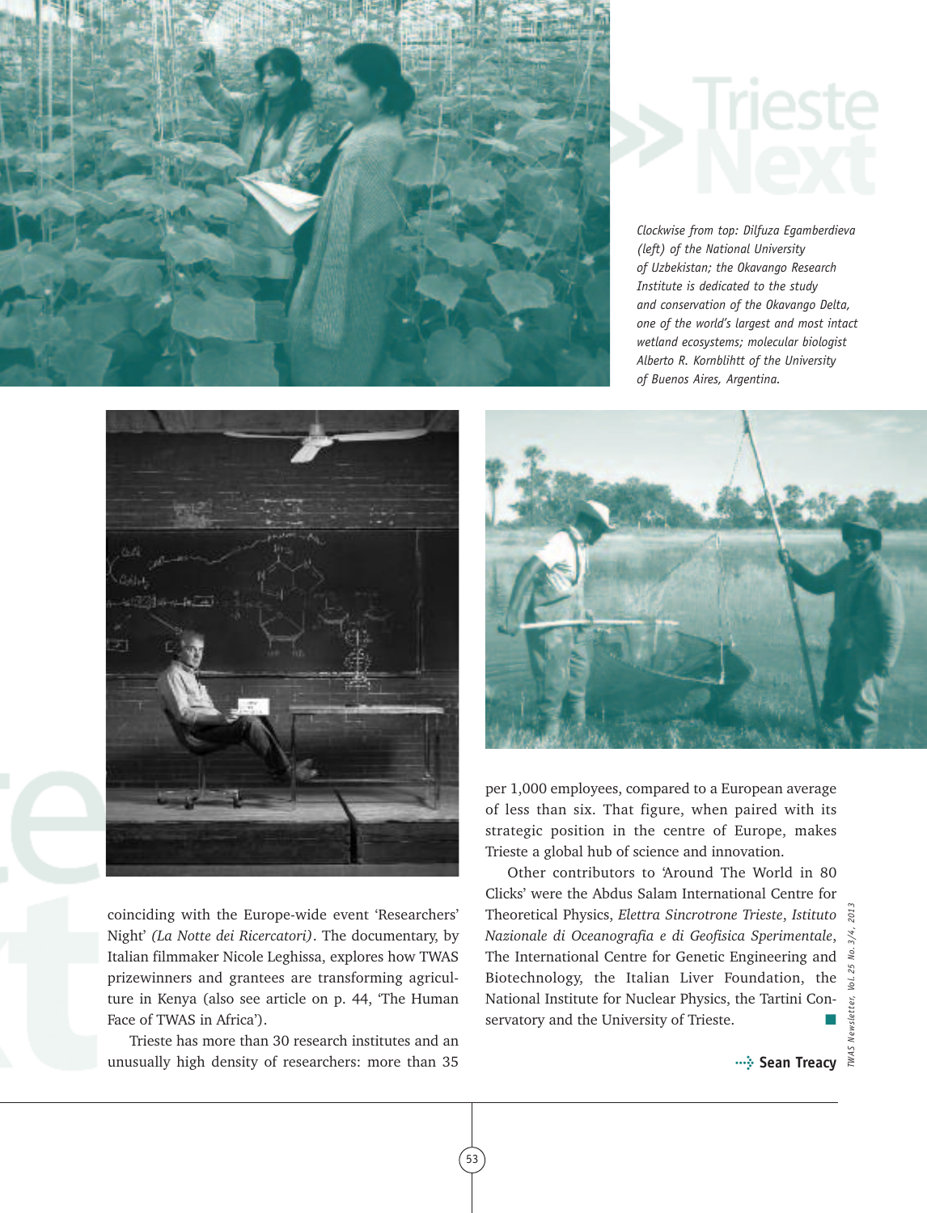Clockwise from top: Dilfuza Egamberdieva (left) of the National University of Uzbekistan; the Okavango Research Institute is dedicated to the study and conservation of the Okavango Delta, one of the world's largest and most intact wetland ecosystems; molecular biologist Alberto R. Kornblihtt of the University of Buenos Aires, Argentina.

coinciding with the Europe-wide event 'Researchers' Night' *(La Notte dei Ricercatori)*. The documentary, by Italian filmmaker Nicole Leghissa, explores how TWAS prizewinners and grantees are transforming agriculture in Kenya (also see article on p. 44, 'The Human Face of TWAS in Africa').

Trieste has more than 30 research institutes and an unusually high density of researchers: more than 35 per 1,000 employees, compared to a European average of less than six. That figure, when paired with its strategic position in the centre of Europe, makes Trieste a global hub of science and innovation.

Other contributors to 'Around The World in 80 Clicks' were the Abdus Salam International Centre for Theoretical Physics, *Elettra Sincrotrone Trieste*, *Istituto Nazionale di Oceanografia e di Geofisica Sperimentale*, The International Centre for Genetic Engineering and Biotechnology, the Italian Liver Foundation, the National Institute for Nuclear Physics, the Tartini Conservatory and the University of Trieste. ■

**Sean Treacy**